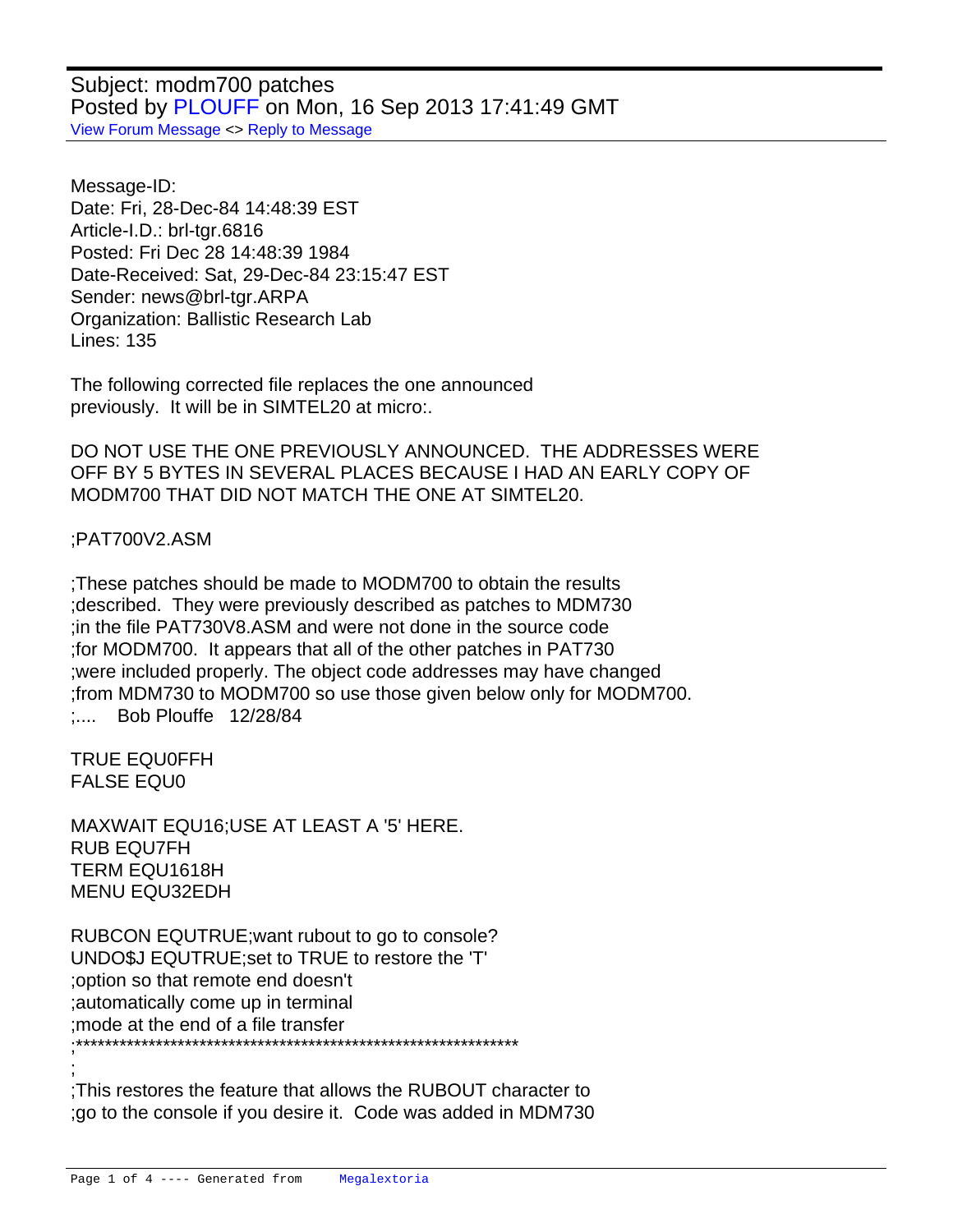Subject: modm700 patches
Posted by PLOUFF on Mon, 16 Sep 2013 17:41:49 GMT
View Forum Message <> Reply to Message

Message-ID:
Date: Fri, 28-Dec-84 14:48:39 EST
Article-I.D.: brl-tgr.6816
Posted: Fri Dec 28 14:48:39 1984
Date-Received: Sat, 29-Dec-84 23:15:47 EST
Sender: news@brl-tgr.ARPA
Organization: Ballistic Research Lab
Lines: 135

The following corrected file replaces the one announced previously. It will be in SIMTEL20 at micro:.

DO NOT USE THE ONE PREVIOUSLY ANNOUNCED. THE ADDRESSES WERE OFF BY 5 BYTES IN SEVERAL PLACES BECAUSE I HAD AN EARLY COPY OF MODM700 THAT DID NOT MATCH THE ONE AT SIMTEL20.

```
;PAT700V2.ASM

;These patches should be made to MODM700 to obtain the results
;described.  They were previously described as patches to MDM730
;in the file PAT730V8.ASM and were not done in the source code
;for MODM700.  It appears that all of the other patches in PAT730
;were included properly. The object code addresses may have changed
;from MDM730 to MODM700 so use those given below only for MODM700.
;....   Bob Plouffe   12/28/84

TRUE EQU0FFH
FALSE EQU0

MAXWAIT EQU16;USE AT LEAST A '5' HERE.
RUB EQU7FH
TERM EQU1618H
MENU EQU32EDH

RUBCON EQUTRUE;want rubout to go to console?
UNDO$J EQUTRUE;set to TRUE to restore the 'T'
;option so that remote end doesn't
;automatically come up in terminal
;mode at the end of a file transfer
;***************************************************************
;
;This restores the feature that allows the RUBOUT character to
;go to the console if you desire it.  Code was added in MDM730
```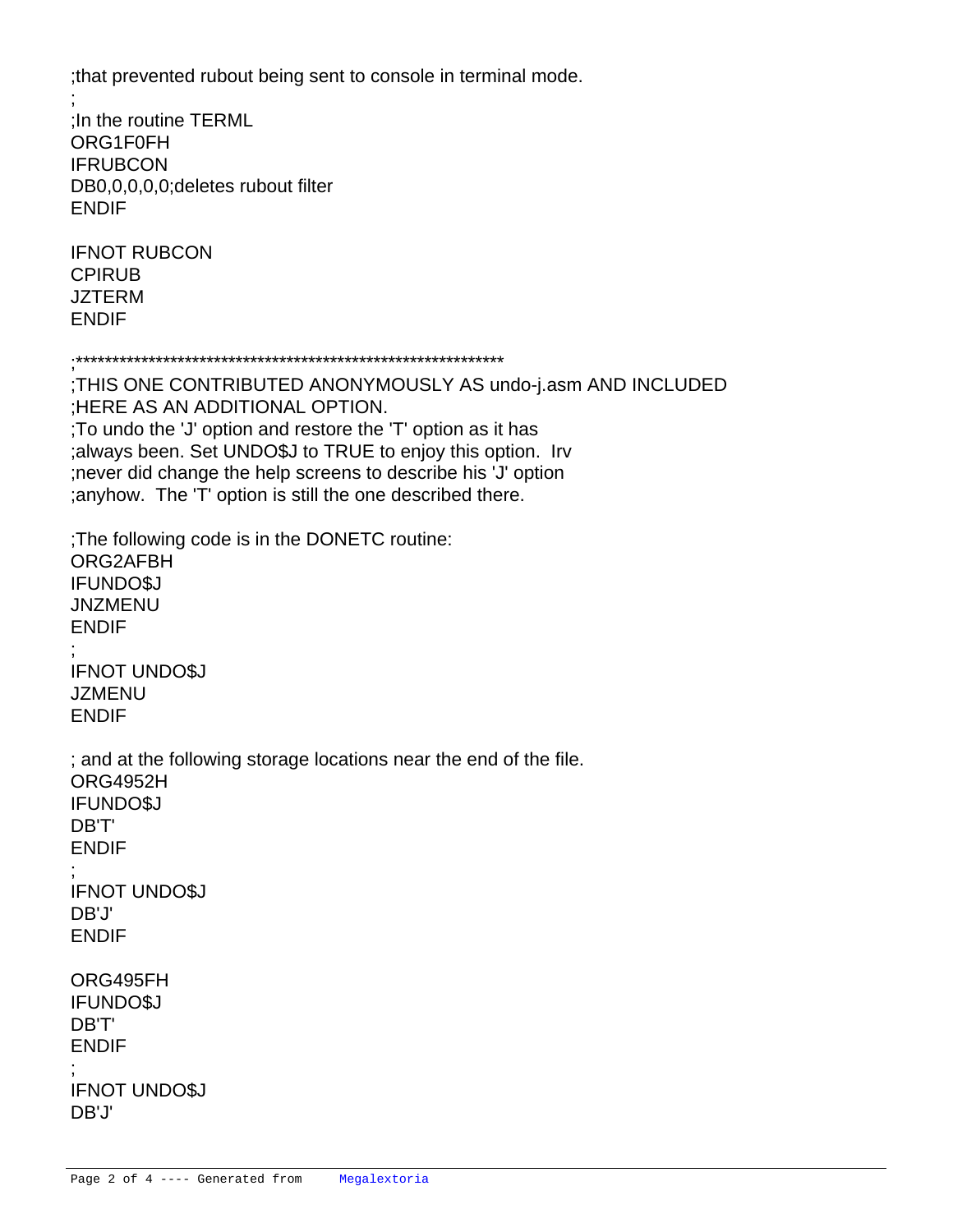```
;that prevented rubout being sent to console in terminal mode.
;
;In the routine TERML
ORG1F0FH
IFRUBCON
DB0,0,0,0,0;deletes rubout filter
ENDIF

IFNOT RUBCON
CPIRUB
JZTERM
ENDIF

;*************************************************************
;THIS ONE CONTRIBUTED ANONYMOUSLY AS undo-j.asm AND INCLUDED
;HERE AS AN ADDITIONAL OPTION.
;To undo the 'J' option and restore the 'T' option as it has
;always been. Set UNDO$J to TRUE to enjoy this option.  Irv
;never did change the help screens to describe his 'J' option
;anyhow.  The 'T' option is still the one described there.

;The following code is in the DONETC routine:
ORG2AFBH
IFUNDO$J
JNZMENU
ENDIF
;
IFNOT UNDO$J
JZMENU
ENDIF

; and at the following storage locations near the end of the file.
ORG4952H
IFUNDO$J
DB'T'
ENDIF
;
IFNOT UNDO$J
DB'J'
ENDIF

ORG495FH
IFUNDO$J
DB'T'
ENDIF
;
IFNOT UNDO$J
DB'J'
```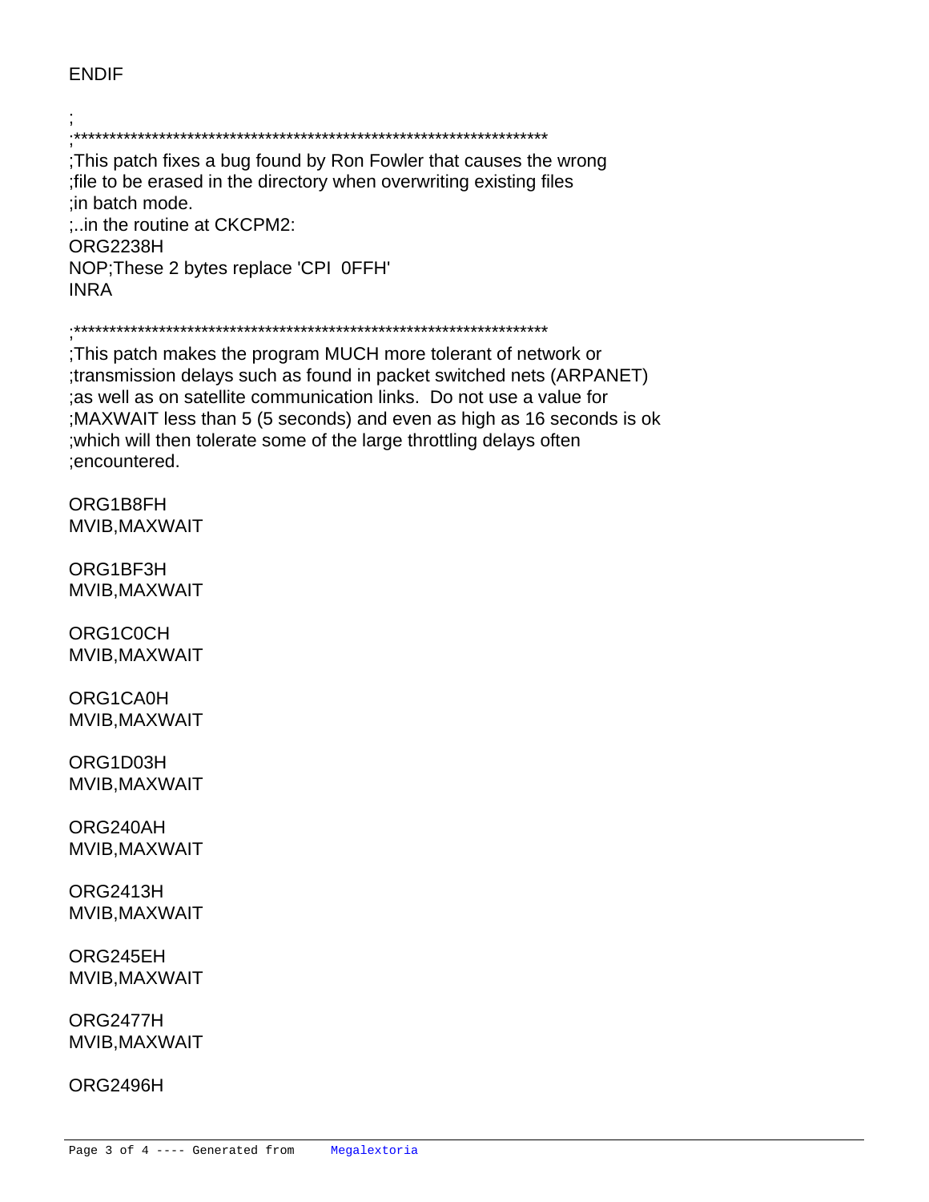```
ENDIF

;
;*********************************************************************
;This patch fixes a bug found by Ron Fowler that causes the wrong
;file to be erased in the directory when overwriting existing files
;in batch mode.
;..in the routine at CKCPM2:
ORG2238H
NOP;These 2 bytes replace 'CPI  0FFH'
INRA

;*********************************************************************
;This patch makes the program MUCH more tolerant of network or
;transmission delays such as found in packet switched nets (ARPANET)
;as well as on satellite communication links.  Do not use a value for
;MAXWAIT less than 5 (5 seconds) and even as high as 16 seconds is ok
;which will then tolerate some of the large throttling delays often
;encountered.

ORG1B8FH
MVIB,MAXWAIT

ORG1BF3H
MVIB,MAXWAIT

ORG1C0CH
MVIB,MAXWAIT

ORG1CA0H
MVIB,MAXWAIT

ORG1D03H
MVIB,MAXWAIT

ORG240AH
MVIB,MAXWAIT

ORG2413H
MVIB,MAXWAIT

ORG245EH
MVIB,MAXWAIT

ORG2477H
MVIB,MAXWAIT

ORG2496H
```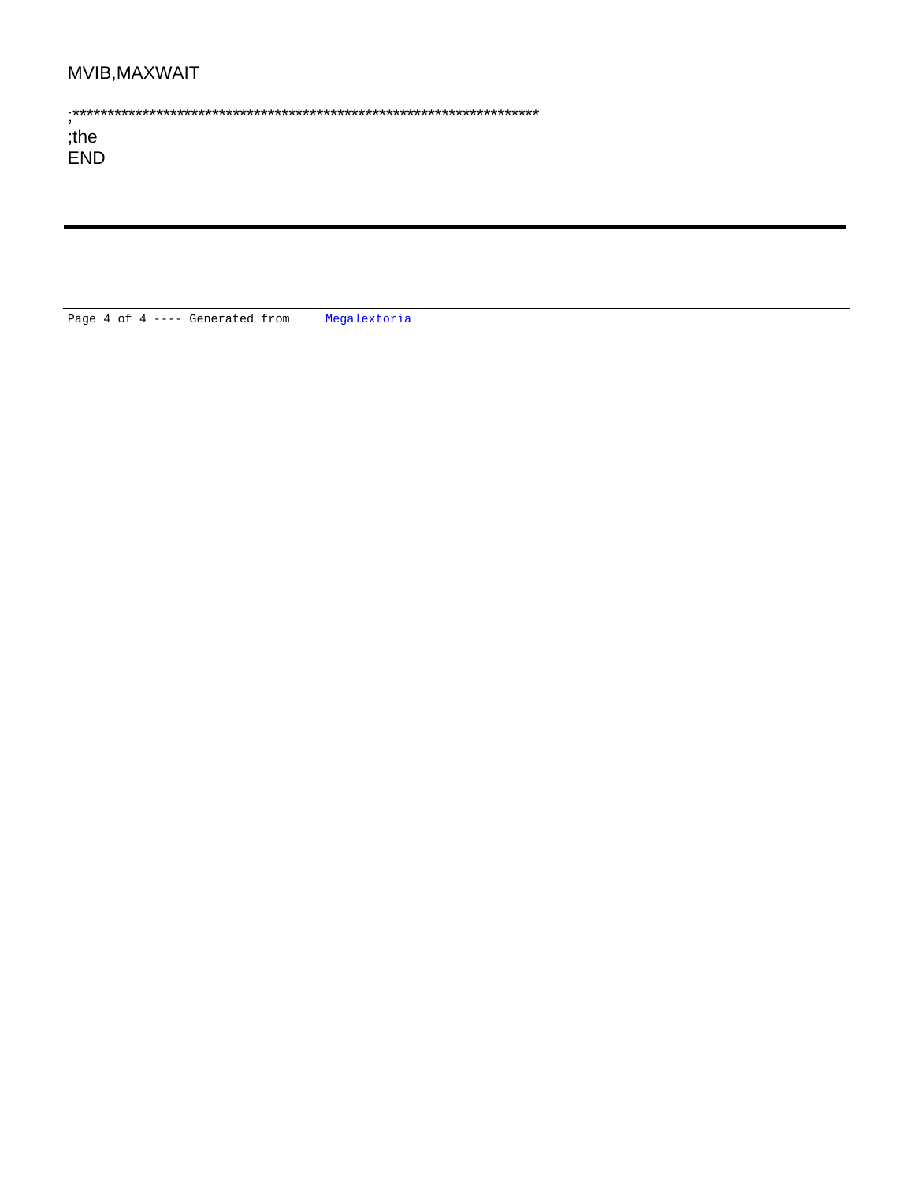MVIB,MAXWAIT

```
;*****************************************************************
;the
END
```